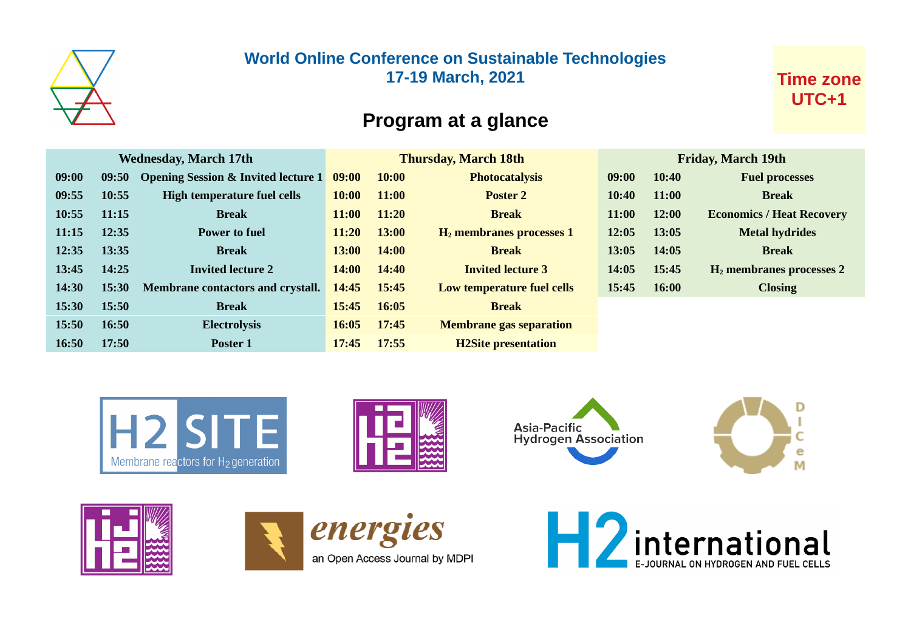# World Online Conference on Sustainable Technologies

**17-19 March, 2021**

**Time zone UTC+1**

## Program at a glance

| Wednesday, March 17th | | | Thursday, March 18th | | | Friday, March 19th | | |
|---|---|---|---|---|---|---|---|---|
| **09:00** | **09:50** | **Opening Session & Invited lecture 1** | **09:00** | **10:00** | **Photocatalysis** | **09:00** | **10:40** | **Fuel processes** |
| **09:55** | **10:55** | **High temperature fuel cells** | **10:00** | **11:00** | **Poster 2** | **10:40** | **11:00** | **Break** |
| **10:55** | **11:15** | **Break** | **11:00** | **11:20** | **Break** | **11:00** | **12:00** | **Economics / Heat Recovery** |
| **11:15** | **12:35** | **Power to fuel** | **11:20** | **13:00** | **$H_2$ membranes processes 1** | **12:05** | **13:05** | **Metal hydrides** |
| **12:35** | **13:35** | **Break** | **13:00** | **14:00** | **Break** | **13:05** | **14:05** | **Break** |
| **13:45** | **14:25** | **Invited lecture 2** | **14:00** | **14:40** | **Invited lecture 3** | **14:05** | **15:45** | **$H_2$ membranes processes 2** |
| **14:30** | **15:30** | **Membrane contactors and crystall.** | **14:45** | **15:45** | **Low temperature fuel cells** | **15:45** | **16:00** | **Closing** |
| **15:30** | **15:50** | **Break** | **15:45** | **16:05** | **Break** | | | |
| **15:50** | **16:50** | **Electrolysis** | **16:05** | **17:45** | **Membrane gas separation** | | | |
| **16:50** | **17:50** | **Poster 1** | **17:45** | **17:55** | **H2Site presentation** | | | |

H2 SITE Membrane reactors for $H_2$ generation

Asia-Pacific Hydrogen Association

DICeM

energies an Open Access Journal by MDPI

H2 international E-JOURNAL ON HYDROGEN AND FUEL CELLS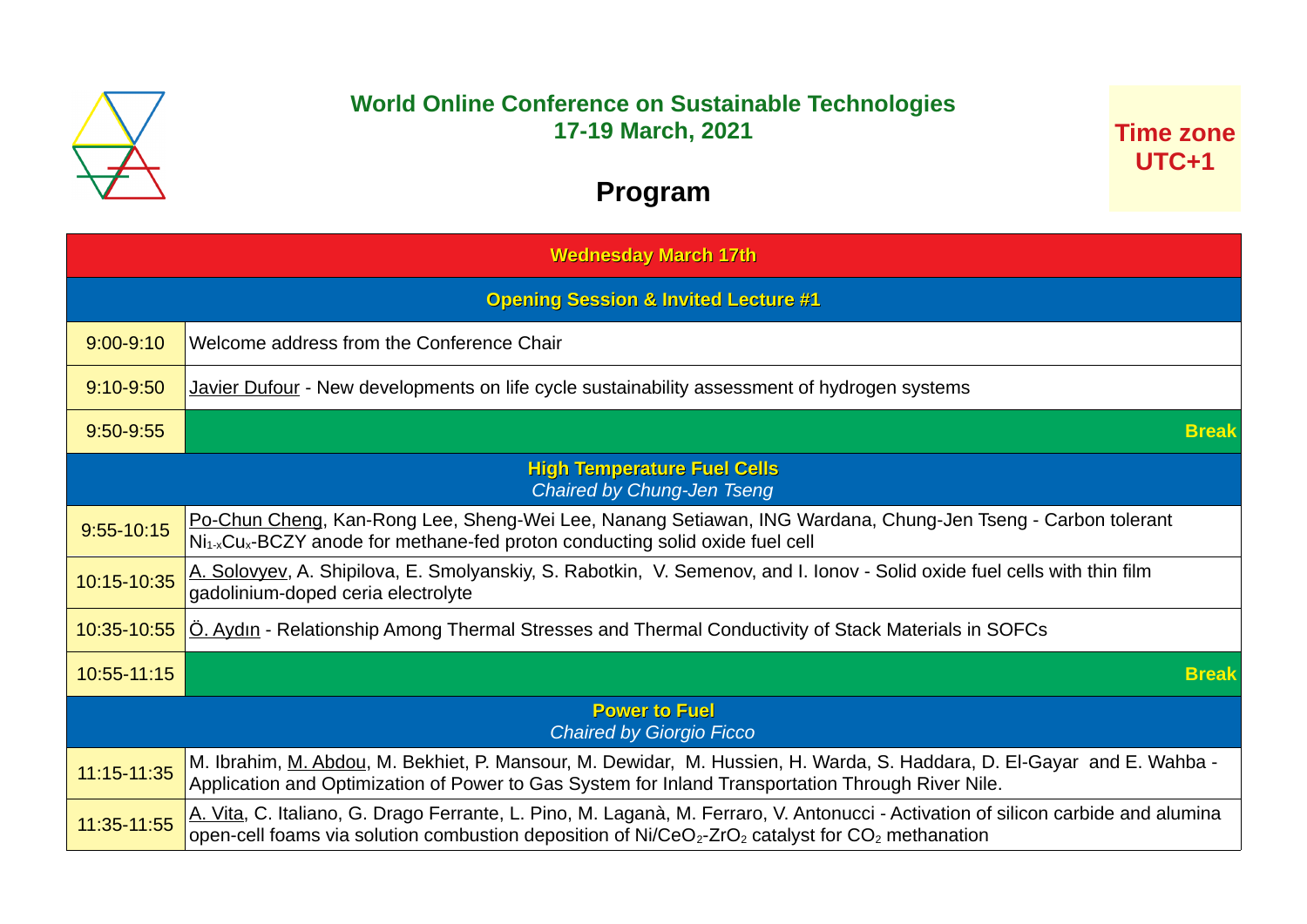# World Online Conference on Sustainable Technologies

**17-19 March, 2021**

**Time zone UTC+1**

## Program

| Wednesday March 17th | |
|---|---|
| **Opening Session & Invited Lecture #1** | |
| 9:00-9:10 | Welcome address from the Conference Chair |
| 9:10-9:50 | Javier Dufour - New developments on life cycle sustainability assessment of hydrogen systems |
| 9:50-9:55 | **Break** |
| **High Temperature Fuel Cells** *Chaired by Chung-Jen Tseng* | |
| 9:55-10:15 | Po-Chun Cheng, Kan-Rong Lee, Sheng-Wei Lee, Nanang Setiawan, ING Wardana, Chung-Jen Tseng - Carbon tolerant $Ni_{1-x}Cu_x$-BCZY anode for methane-fed proton conducting solid oxide fuel cell |
| 10:15-10:35 | A. Solovyev, A. Shipilova, E. Smolyanskiy, S. Rabotkin, V. Semenov, and I. Ionov - Solid oxide fuel cells with thin film gadolinium-doped ceria electrolyte |
| 10:35-10:55 | Ö. Aydın - Relationship Among Thermal Stresses and Thermal Conductivity of Stack Materials in SOFCs |
| 10:55-11:15 | **Break** |
| **Power to Fuel** *Chaired by Giorgio Ficco* | |
| 11:15-11:35 | M. Ibrahim, M. Abdou, M. Bekhiet, P. Mansour, M. Dewidar, M. Hussien, H. Warda, S. Haddara, D. El-Gayar and E. Wahba - Application and Optimization of Power to Gas System for Inland Transportation Through River Nile. |
| 11:35-11:55 | A. Vita, C. Italiano, G. Drago Ferrante, L. Pino, M. Laganà, M. Ferraro, V. Antonucci - Activation of silicon carbide and alumina open-cell foams via solution combustion deposition of $Ni/CeO_2$-$ZrO_2$ catalyst for $CO_2$ methanation |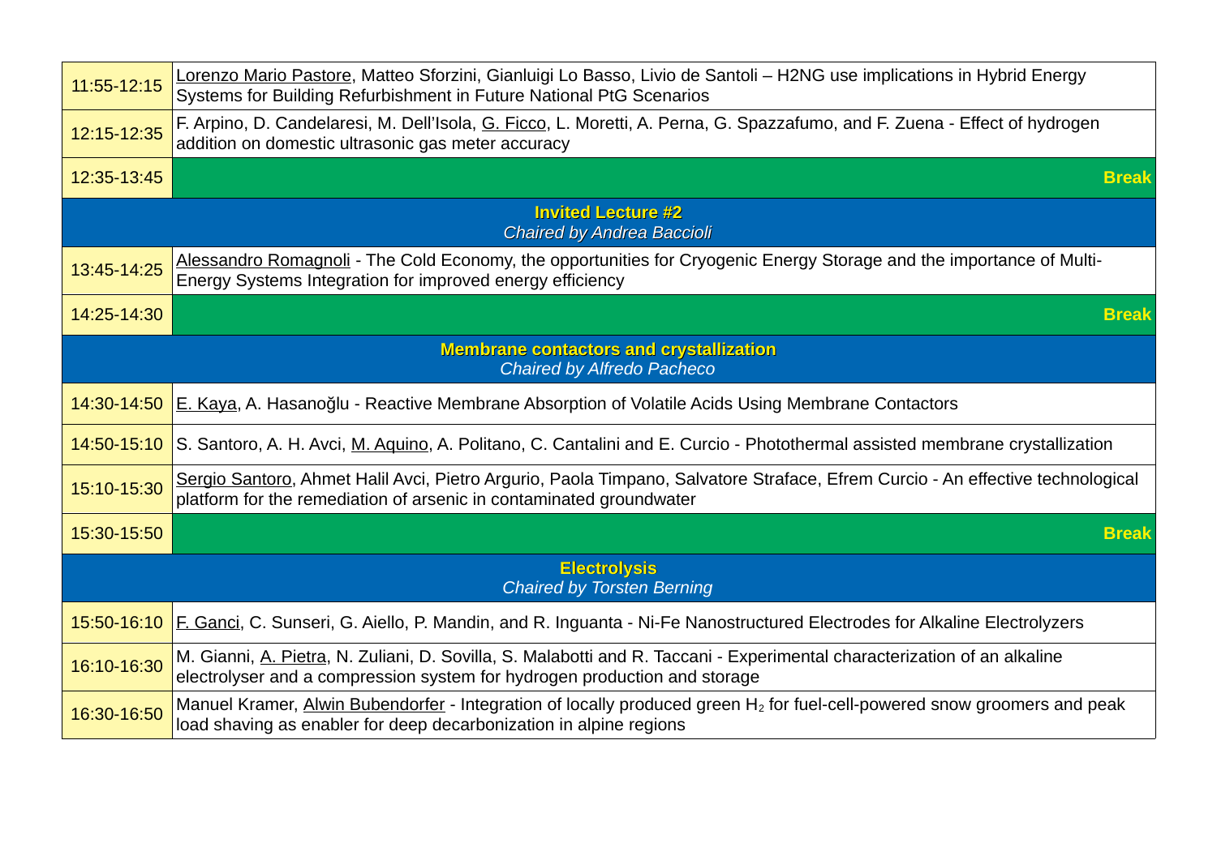| | |
|---|---|
| 11:55-12:15 | <u>Lorenzo Mario Pastore</u>, Matteo Sforzini, Gianluigi Lo Basso, Livio de Santoli – H2NG use implications in Hybrid Energy Systems for Building Refurbishment in Future National PtG Scenarios |
| 12:15-12:35 | F. Arpino, D. Candelaresi, M. Dell'Isola, <u>G. Ficco</u>, L. Moretti, A. Perna, G. Spazzafumo, and F. Zuena - Effect of hydrogen addition on domestic ultrasonic gas meter accuracy |
| 12:35-13:45 | **Break** |
| **Invited Lecture #2** *Chaired by Andrea Baccioli* | |
| 13:45-14:25 | <u>Alessandro Romagnoli</u> - The Cold Economy, the opportunities for Cryogenic Energy Storage and the importance of Multi-Energy Systems Integration for improved energy efficiency |
| 14:25-14:30 | **Break** |
| **Membrane contactors and crystallization** *Chaired by Alfredo Pacheco* | |
| 14:30-14:50 | <u>E. Kaya</u>, A. Hasanoğlu - Reactive Membrane Absorption of Volatile Acids Using Membrane Contactors |
| 14:50-15:10 | S. Santoro, A. H. Avci, <u>M. Aquino</u>, A. Politano, C. Cantalini and E. Curcio - Photothermal assisted membrane crystallization |
| 15:10-15:30 | <u>Sergio Santoro</u>, Ahmet Halil Avci, Pietro Argurio, Paola Timpano, Salvatore Straface, Efrem Curcio - An effective technological platform for the remediation of arsenic in contaminated groundwater |
| 15:30-15:50 | **Break** |
| **Electrolysis** *Chaired by Torsten Berning* | |
| 15:50-16:10 | <u>F. Ganci</u>, C. Sunseri, G. Aiello, P. Mandin, and R. Inguanta - Ni-Fe Nanostructured Electrodes for Alkaline Electrolyzers |
| 16:10-16:30 | M. Gianni, <u>A. Pietra</u>, N. Zuliani, D. Sovilla, S. Malabotti and R. Taccani - Experimental characterization of an alkaline electrolyser and a compression system for hydrogen production and storage |
| 16:30-16:50 | Manuel Kramer, <u>Alwin Bubendorfer</u> - Integration of locally produced green $H_2$ for fuel-cell-powered snow groomers and peak load shaving as enabler for deep decarbonization in alpine regions |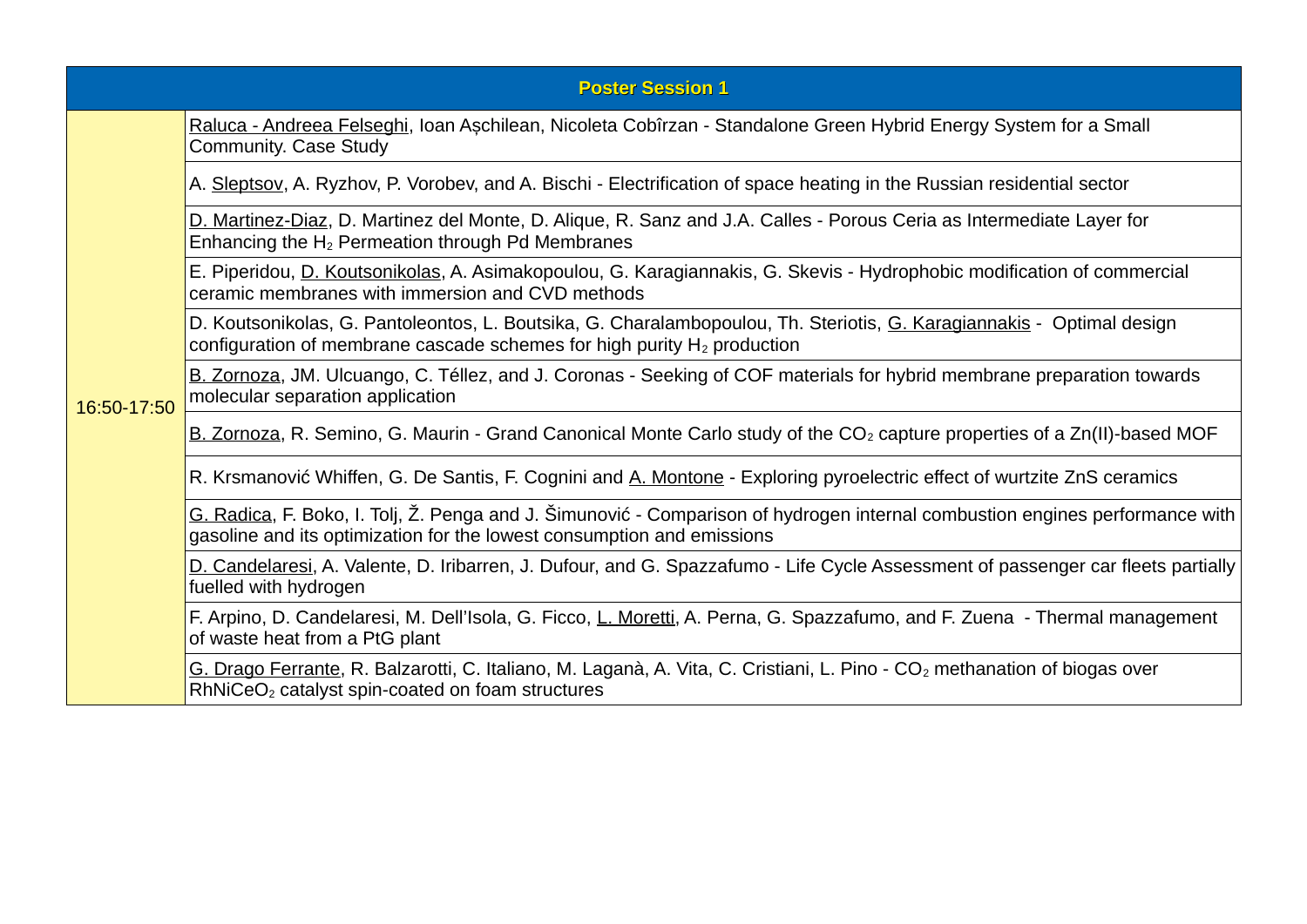| Poster Session 1 | |
|---|---|
| 16:50-17:50 | Raluca - Andreea Felseghi, Ioan Așchilean, Nicoleta Cobîrzan - Standalone Green Hybrid Energy System for a Small Community. Case Study |
| | A. Sleptsov, A. Ryzhov, P. Vorobev, and A. Bischi - Electrification of space heating in the Russian residential sector |
| | D. Martinez-Diaz, D. Martinez del Monte, D. Alique, R. Sanz and J.A. Calles - Porous Ceria as Intermediate Layer for Enhancing the $H_2$ Permeation through Pd Membranes |
| | E. Piperidou, D. Koutsonikolas, A. Asimakopoulou, G. Karagiannakis, G. Skevis - Hydrophobic modification of commercial ceramic membranes with immersion and CVD methods |
| | D. Koutsonikolas, G. Pantoleontos, L. Boutsika, G. Charalambopoulou, Th. Steriotis, G. Karagiannakis - Optimal design configuration of membrane cascade schemes for high purity $H_2$ production |
| | B. Zornoza, JM. Ulcuango, C. Téllez, and J. Coronas - Seeking of COF materials for hybrid membrane preparation towards molecular separation application |
| | B. Zornoza, R. Semino, G. Maurin - Grand Canonical Monte Carlo study of the $CO_2$ capture properties of a Zn(II)-based MOF |
| | R. Krsmanović Whiffen, G. De Santis, F. Cognini and A. Montone - Exploring pyroelectric effect of wurtzite ZnS ceramics |
| | G. Radica, F. Boko, I. Tolj, Ž. Penga and J. Šimunović - Comparison of hydrogen internal combustion engines performance with gasoline and its optimization for the lowest consumption and emissions |
| | D. Candelaresi, A. Valente, D. Iribarren, J. Dufour, and G. Spazzafumo - Life Cycle Assessment of passenger car fleets partially fuelled with hydrogen |
| | F. Arpino, D. Candelaresi, M. Dell'Isola, G. Ficco, L. Moretti, A. Perna, G. Spazzafumo, and F. Zuena - Thermal management of waste heat from a PtG plant |
| | G. Drago Ferrante, R. Balzarotti, C. Italiano, M. Laganà, A. Vita, C. Cristiani, L. Pino - $CO_2$ methanation of biogas over $RhNiCeO_2$ catalyst spin-coated on foam structures |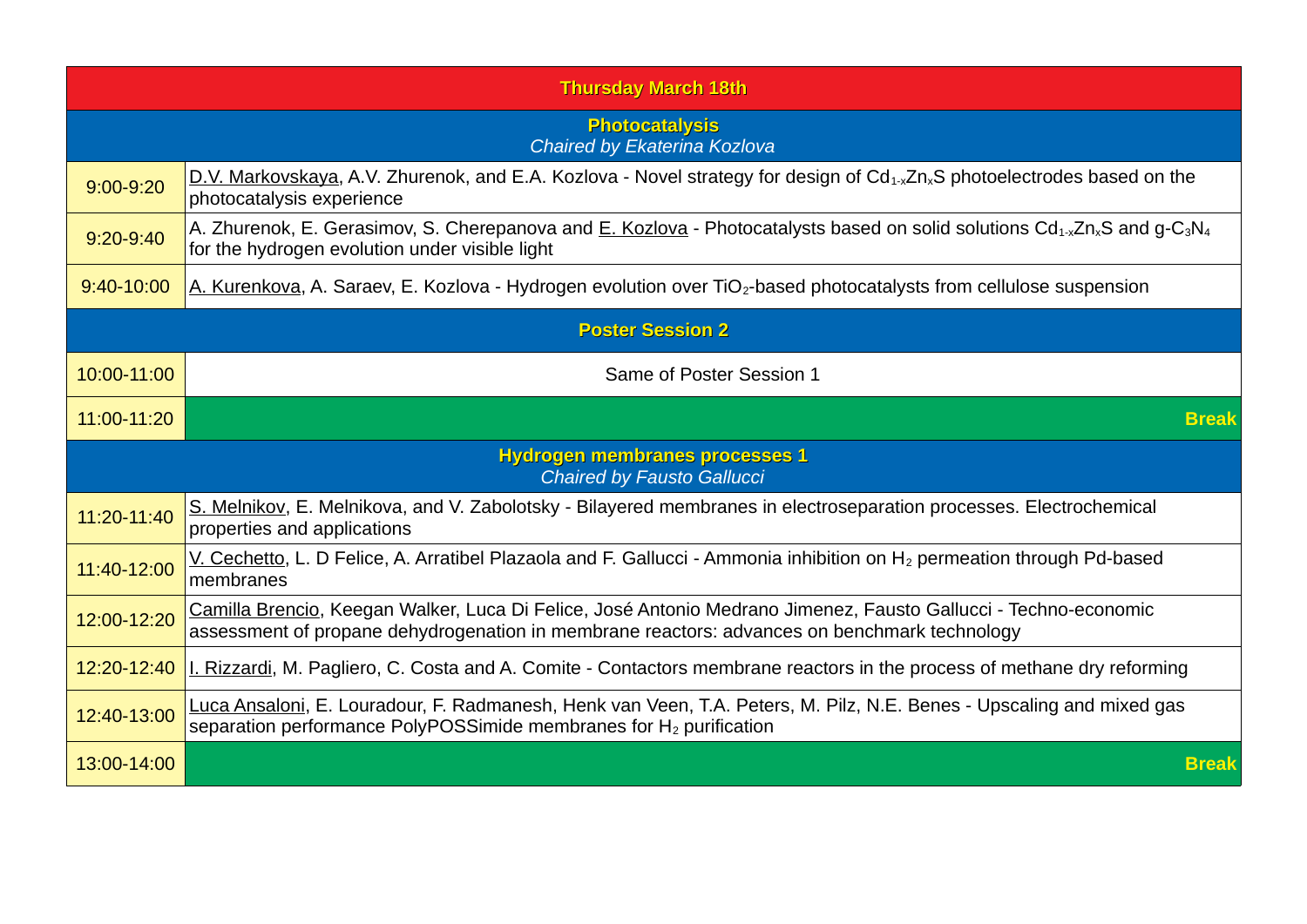| Thursday March 18th | |
|---|---|
| **Photocatalysis**<br>*Chaired by Ekaterina Kozlova* | |
| 9:00-9:20 | D.V. Markovskaya, A.V. Zhurenok, and E.A. Kozlova - Novel strategy for design of $Cd_{1-x}Zn_xS$ photoelectrodes based on the photocatalysis experience |
| 9:20-9:40 | A. Zhurenok, E. Gerasimov, S. Cherepanova and E. Kozlova - Photocatalysts based on solid solutions $Cd_{1-x}Zn_xS$ and g-$C_3N_4$ for the hydrogen evolution under visible light |
| 9:40-10:00 | A. Kurenkova, A. Saraev, E. Kozlova - Hydrogen evolution over $TiO_2$-based photocatalysts from cellulose suspension |
| **Poster Session 2** | |
| 10:00-11:00 | Same of Poster Session 1 |
| 11:00-11:20 | **Break** |
| **Hydrogen membranes processes 1**<br>*Chaired by Fausto Gallucci* | |
| 11:20-11:40 | S. Melnikov, E. Melnikova, and V. Zabolotsky - Bilayered membranes in electroseparation processes. Electrochemical properties and applications |
| 11:40-12:00 | V. Cechetto, L. D Felice, A. Arratibel Plazaola and F. Gallucci - Ammonia inhibition on $H_2$ permeation through Pd-based membranes |
| 12:00-12:20 | Camilla Brencio, Keegan Walker, Luca Di Felice, José Antonio Medrano Jimenez, Fausto Gallucci - Techno-economic assessment of propane dehydrogenation in membrane reactors: advances on benchmark technology |
| 12:20-12:40 | I. Rizzardi, M. Pagliero, C. Costa and A. Comite - Contactors membrane reactors in the process of methane dry reforming |
| 12:40-13:00 | Luca Ansaloni, E. Louradour, F. Radmanesh, Henk van Veen, T.A. Peters, M. Pilz, N.E. Benes - Upscaling and mixed gas separation performance PolyPOSSimide membranes for $H_2$ purification |
| 13:00-14:00 | **Break** |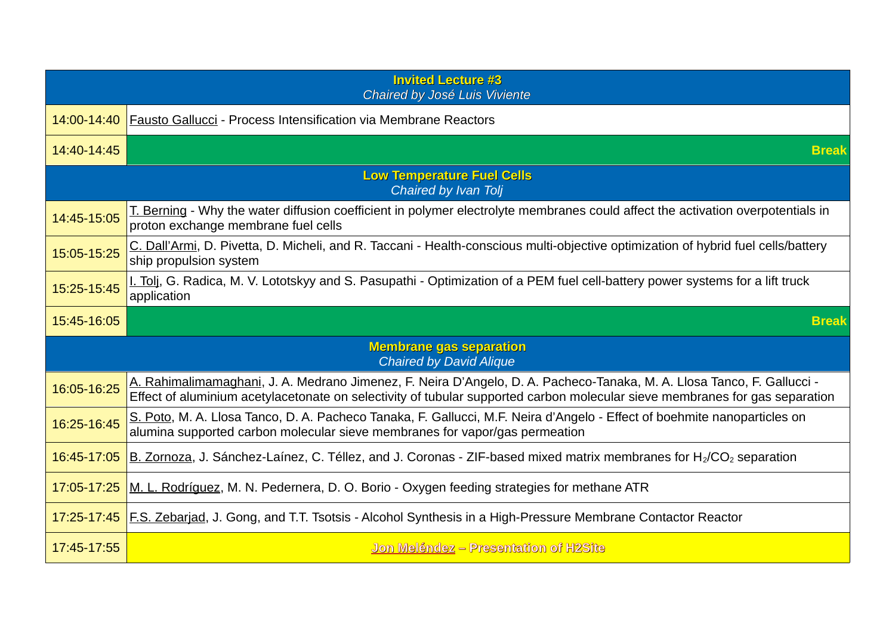| | |
|---|---|
| | **Invited Lecture #3**<br>*Chaired by José Luis Viviente* |
| 14:00-14:40 | Fausto Gallucci - Process Intensification via Membrane Reactors |
| 14:40-14:45 | **Break** |
| | **Low Temperature Fuel Cells**<br>*Chaired by Ivan Tolj* |
| 14:45-15:05 | T. Berning - Why the water diffusion coefficient in polymer electrolyte membranes could affect the activation overpotentials in proton exchange membrane fuel cells |
| 15:05-15:25 | C. Dall'Armi, D. Pivetta, D. Micheli, and R. Taccani - Health-conscious multi-objective optimization of hybrid fuel cells/battery ship propulsion system |
| 15:25-15:45 | I. Tolj, G. Radica, M. V. Lototskyy and S. Pasupathi - Optimization of a PEM fuel cell-battery power systems for a lift truck application |
| 15:45-16:05 | **Break** |
| | **Membrane gas separation**<br>*Chaired by David Alique* |
| 16:05-16:25 | A. Rahimalimamaghani, J. A. Medrano Jimenez, F. Neira D'Angelo, D. A. Pacheco-Tanaka, M. A. Llosa Tanco, F. Gallucci - Effect of aluminium acetylacetonate on selectivity of tubular supported carbon molecular sieve membranes for gas separation |
| 16:25-16:45 | S. Poto, M. A. Llosa Tanco, D. A. Pacheco Tanaka, F. Gallucci, M.F. Neira d'Angelo - Effect of boehmite nanoparticles on alumina supported carbon molecular sieve membranes for vapor/gas permeation |
| 16:45-17:05 | B. Zornoza, J. Sánchez-Laínez, C. Téllez, and J. Coronas - ZIF-based mixed matrix membranes for $H_2$/$CO_2$ separation |
| 17:05-17:25 | M. L. Rodríguez, M. N. Pedernera, D. O. Borio - Oxygen feeding strategies for methane ATR |
| 17:25-17:45 | F.S. Zebarjad, J. Gong, and T.T. Tsotsis - Alcohol Synthesis in a High-Pressure Membrane Contactor Reactor |
| 17:45-17:55 | **Jon Meléndez – Presentation of H2Site** |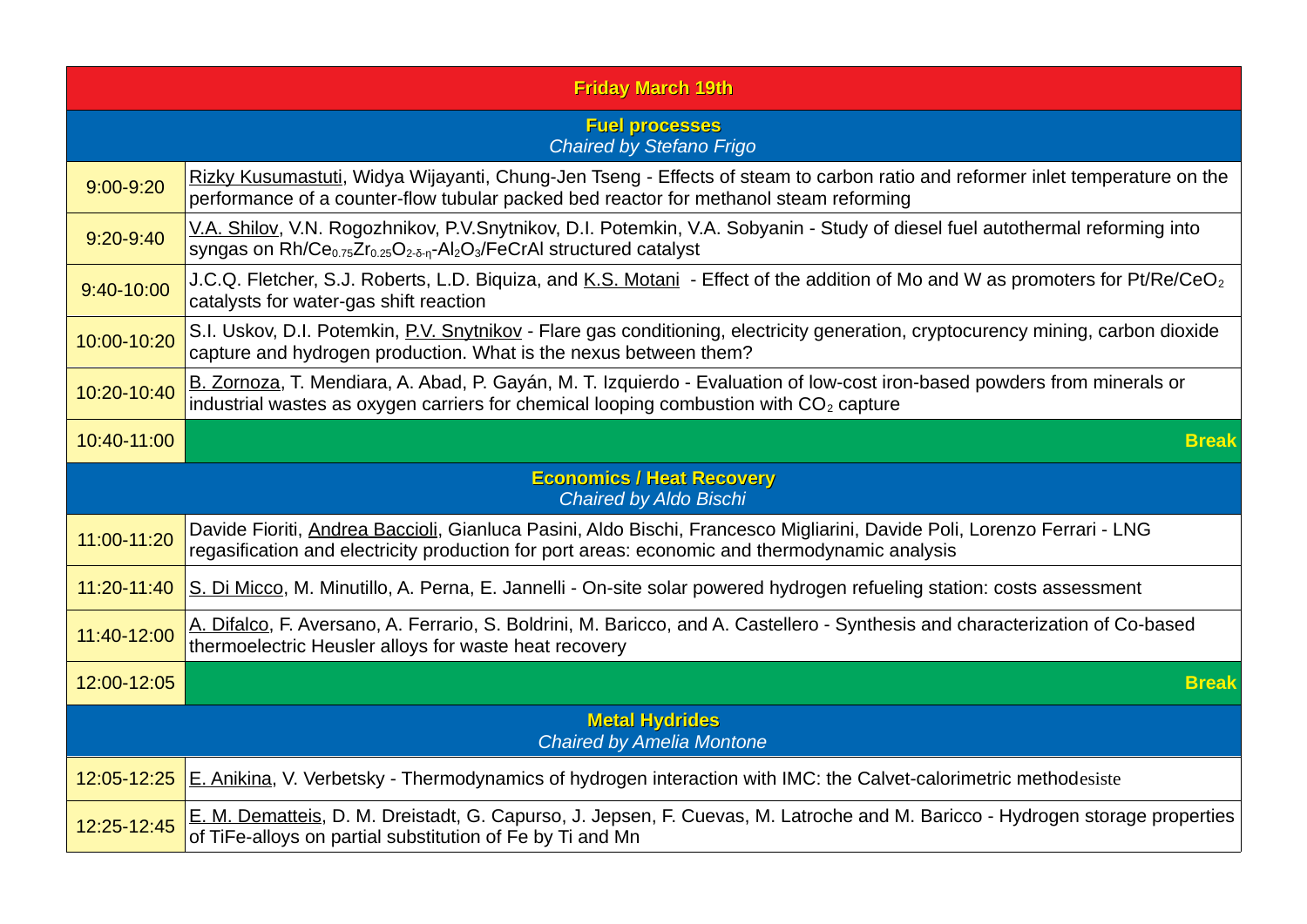| Friday March 19th | |
|---|---|
| **Fuel processes**<br>*Chaired by Stefano Frigo* | |
| 9:00-9:20 | Rizky Kusumastuti, Widya Wijayanti, Chung-Jen Tseng - Effects of steam to carbon ratio and reformer inlet temperature on the performance of a counter-flow tubular packed bed reactor for methanol steam reforming |
| 9:20-9:40 | V.A. Shilov, V.N. Rogozhnikov, P.V.Snytnikov, D.I. Potemkin, V.A. Sobyanin - Study of diesel fuel autothermal reforming into syngas on $Rh/Ce_{0.75}Zr_{0.25}O_{2-\delta-\eta}$-$Al_2O_3$/FeCrAl structured catalyst |
| 9:40-10:00 | J.C.Q. Fletcher, S.J. Roberts, L.D. Biquiza, and K.S. Motani - Effect of the addition of Mo and W as promoters for $Pt/Re/CeO_2$ catalysts for water-gas shift reaction |
| 10:00-10:20 | S.I. Uskov, D.I. Potemkin, P.V. Snytnikov - Flare gas conditioning, electricity generation, cryptocurency mining, carbon dioxide capture and hydrogen production. What is the nexus between them? |
| 10:20-10:40 | B. Zornoza, T. Mendiara, A. Abad, P. Gayán, M. T. Izquierdo - Evaluation of low-cost iron-based powders from minerals or industrial wastes as oxygen carriers for chemical looping combustion with $CO_2$ capture |
| 10:40-11:00 | **Break** |
| **Economics / Heat Recovery**<br>*Chaired by Aldo Bischi* | |
| 11:00-11:20 | Davide Fioriti, Andrea Baccioli, Gianluca Pasini, Aldo Bischi, Francesco Migliarini, Davide Poli, Lorenzo Ferrari - LNG regasification and electricity production for port areas: economic and thermodynamic analysis |
| 11:20-11:40 | S. Di Micco, M. Minutillo, A. Perna, E. Jannelli - On-site solar powered hydrogen refueling station: costs assessment |
| 11:40-12:00 | A. Difalco, F. Aversano, A. Ferrario, S. Boldrini, M. Baricco, and A. Castellero - Synthesis and characterization of Co-based thermoelectric Heusler alloys for waste heat recovery |
| 12:00-12:05 | **Break** |
| **Metal Hydrides**<br>*Chaired by Amelia Montone* | |
| 12:05-12:25 | E. Anikina, V. Verbetsky - Thermodynamics of hydrogen interaction with IMC: the Calvet-calorimetric methodesiste |
| 12:25-12:45 | E. M. Dematteis, D. M. Dreistadt, G. Capurso, J. Jepsen, F. Cuevas, M. Latroche and M. Baricco - Hydrogen storage properties of TiFe-alloys on partial substitution of Fe by Ti and Mn |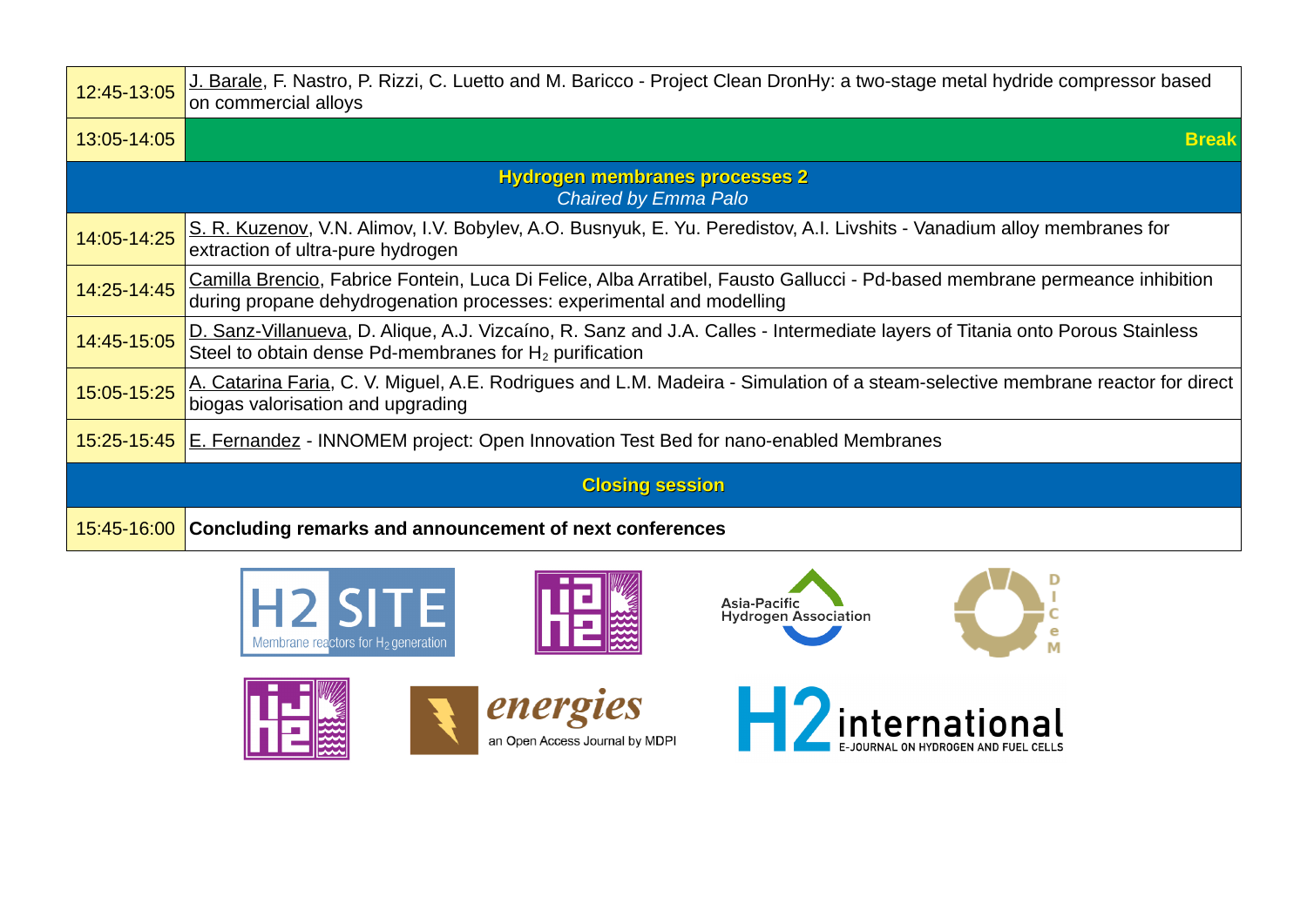| | |
|---|---|
| 12:45-13:05 | J. Barale, F. Nastro, P. Rizzi, C. Luetto and M. Baricco - Project Clean DronHy: a two-stage metal hydride compressor based on commercial alloys |
| 13:05-14:05 | **Break** |
| **Hydrogen membranes processes 2** *Chaired by Emma Palo* | |
| 14:05-14:25 | S. R. Kuzenov, V.N. Alimov, I.V. Bobylev, A.O. Busnyuk, E. Yu. Peredistov, A.I. Livshits - Vanadium alloy membranes for extraction of ultra-pure hydrogen |
| 14:25-14:45 | Camilla Brencio, Fabrice Fontein, Luca Di Felice, Alba Arratibel, Fausto Gallucci - Pd-based membrane permeance inhibition during propane dehydrogenation processes: experimental and modelling |
| 14:45-15:05 | D. Sanz-Villanueva, D. Alique, A.J. Vizcaíno, R. Sanz and J.A. Calles - Intermediate layers of Titania onto Porous Stainless Steel to obtain dense Pd-membranes for $H_2$ purification |
| 15:05-15:25 | A. Catarina Faria, C. V. Miguel, A.E. Rodrigues and L.M. Madeira - Simulation of a steam-selective membrane reactor for direct biogas valorisation and upgrading |
| 15:25-15:45 | E. Fernandez - INNOMEM project: Open Innovation Test Bed for nano-enabled Membranes |
| **Closing session** | |
| 15:45-16:00 | **Concluding remarks and announcement of next conferences** |

H2 SITE Membrane reactors for $H_2$ generation

Asia-Pacific Hydrogen Association

DICeM

energies an Open Access Journal by MDPI

H2 international E-JOURNAL ON HYDROGEN AND FUEL CELLS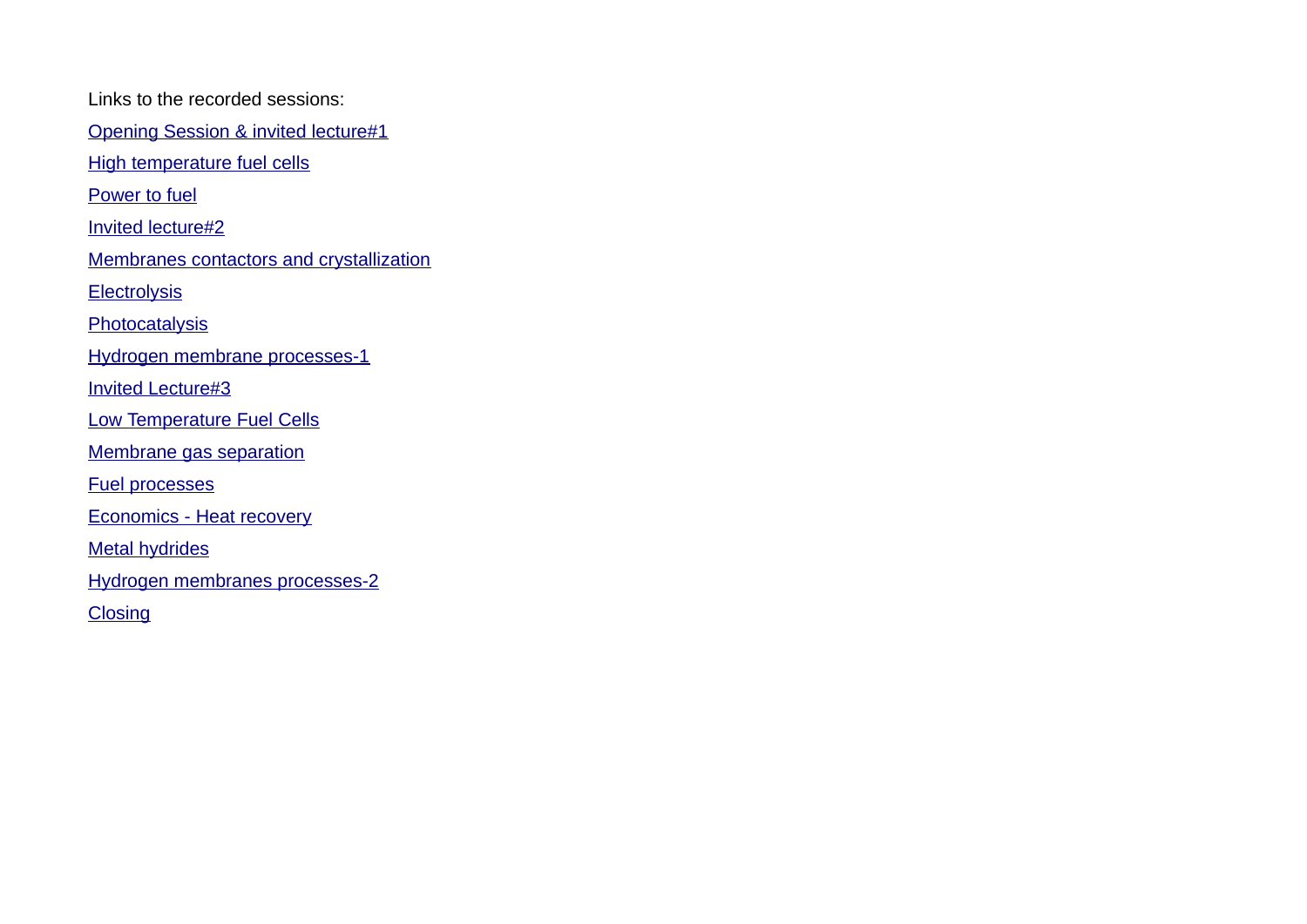Links to the recorded sessions:

Opening Session & invited lecture#1

High temperature fuel cells

Power to fuel

Invited lecture#2

Membranes contactors and crystallization

Electrolysis

Photocatalysis

Hydrogen membrane processes-1

Invited Lecture#3

Low Temperature Fuel Cells

Membrane gas separation

Fuel processes

Economics - Heat recovery

Metal hydrides

Hydrogen membranes processes-2

Closing